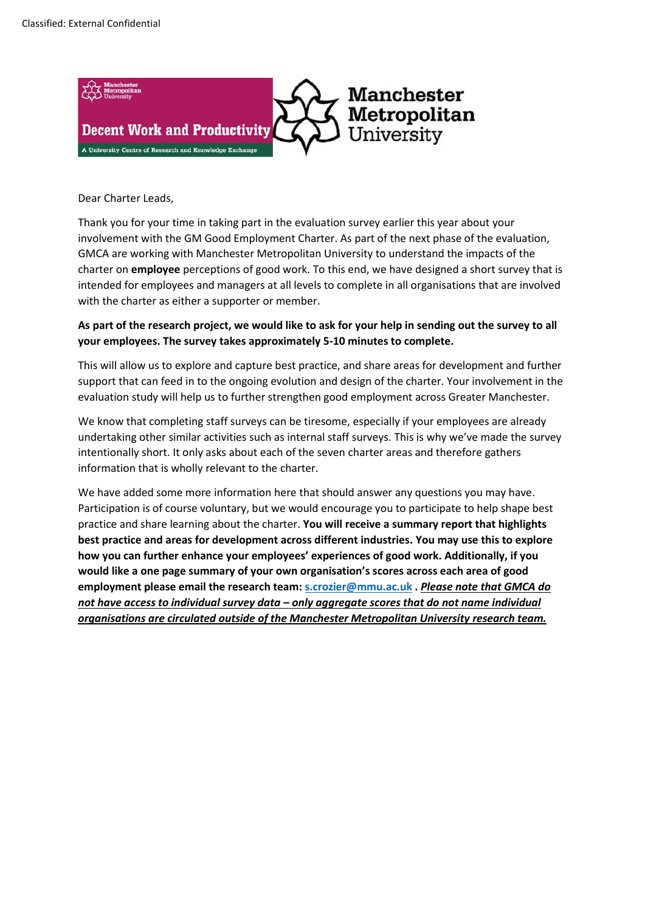Classified: External Confidential

Dear Charter Leads,

Thank you for your time in taking part in the evaluation survey earlier this year about your involvement with the GM Good Employment Charter. As part of the next phase of the evaluation, GMCA are working with Manchester Metropolitan University to understand the impacts of the charter on **employee** perceptions of good work. To this end, we have designed a short survey that is intended for employees and managers at all levels to complete in all organisations that are involved with the charter as either a supporter or member.

**As part of the research project, we would like to ask for your help in sending out the survey to all your employees. The survey takes approximately 5-10 minutes to complete.**

This will allow us to explore and capture best practice, and share areas for development and further support that can feed in to the ongoing evolution and design of the charter. Your involvement in the evaluation study will help us to further strengthen good employment across Greater Manchester.

We know that completing staff surveys can be tiresome, especially if your employees are already undertaking other similar activities such as internal staff surveys. This is why we've made the survey intentionally short. It only asks about each of the seven charter areas and therefore gathers information that is wholly relevant to the charter.

We have added some more information here that should answer any questions you may have. Participation is of course voluntary, but we would encourage you to participate to help shape best practice and share learning about the charter. **You will receive a summary report that highlights best practice and areas for development across different industries. You may use this to explore how you can further enhance your employees' experiences of good work. Additionally, if you would like a one page summary of your own organisation's scores across each area of good employment please email the research team: s.crozier@mmu.ac.uk .** ***Please note that GMCA do not have access to individual survey data – only aggregate scores that do not name individual organisations are circulated outside of the Manchester Metropolitan University research team.***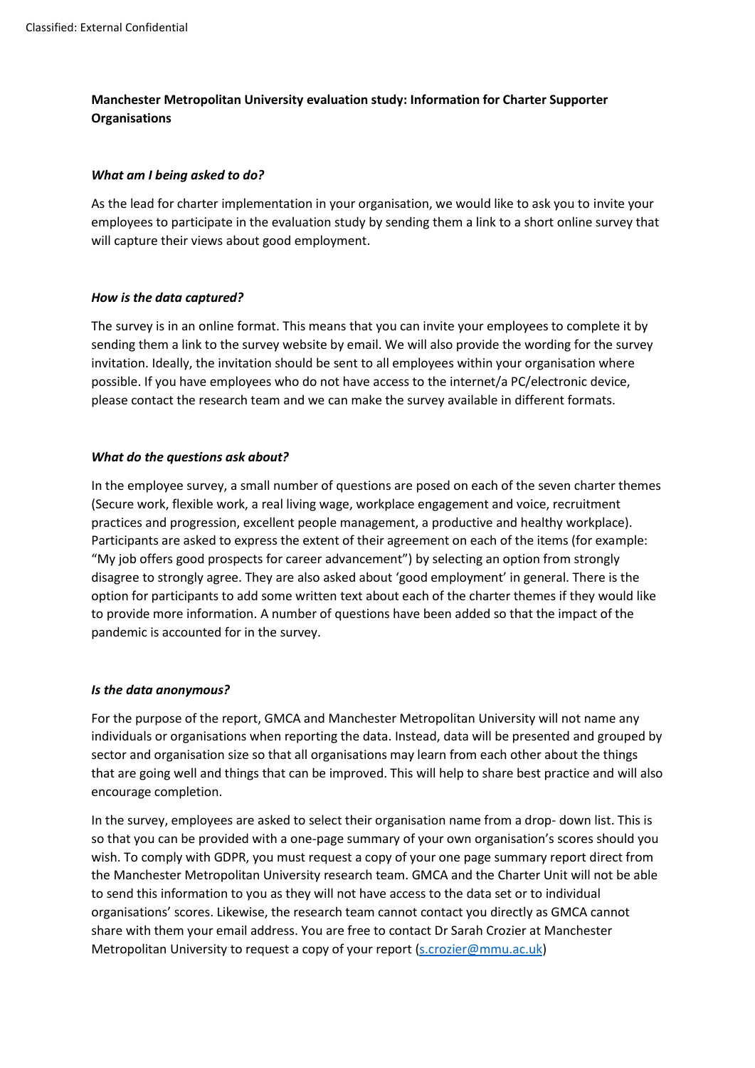**Manchester Metropolitan University evaluation study: Information for Charter Supporter Organisations**

***What am I being asked to do?***

As the lead for charter implementation in your organisation, we would like to ask you to invite your employees to participate in the evaluation study by sending them a link to a short online survey that will capture their views about good employment.

***How is the data captured?***

The survey is in an online format. This means that you can invite your employees to complete it by sending them a link to the survey website by email. We will also provide the wording for the survey invitation. Ideally, the invitation should be sent to all employees within your organisation where possible. If you have employees who do not have access to the internet/a PC/electronic device, please contact the research team and we can make the survey available in different formats.

***What do the questions ask about?***

In the employee survey, a small number of questions are posed on each of the seven charter themes (Secure work, flexible work, a real living wage, workplace engagement and voice, recruitment practices and progression, excellent people management, a productive and healthy workplace). Participants are asked to express the extent of their agreement on each of the items (for example: "My job offers good prospects for career advancement") by selecting an option from strongly disagree to strongly agree. They are also asked about 'good employment' in general. There is the option for participants to add some written text about each of the charter themes if they would like to provide more information. A number of questions have been added so that the impact of the pandemic is accounted for in the survey.

***Is the data anonymous?***

For the purpose of the report, GMCA and Manchester Metropolitan University will not name any individuals or organisations when reporting the data. Instead, data will be presented and grouped by sector and organisation size so that all organisations may learn from each other about the things that are going well and things that can be improved. This will help to share best practice and will also encourage completion.

In the survey, employees are asked to select their organisation name from a drop- down list. This is so that you can be provided with a one-page summary of your own organisation's scores should you wish. To comply with GDPR, you must request a copy of your one page summary report direct from the Manchester Metropolitan University research team. GMCA and the Charter Unit will not be able to send this information to you as they will not have access to the data set or to individual organisations' scores. Likewise, the research team cannot contact you directly as GMCA cannot share with them your email address. You are free to contact Dr Sarah Crozier at Manchester Metropolitan University to request a copy of your report (s.crozier@mmu.ac.uk)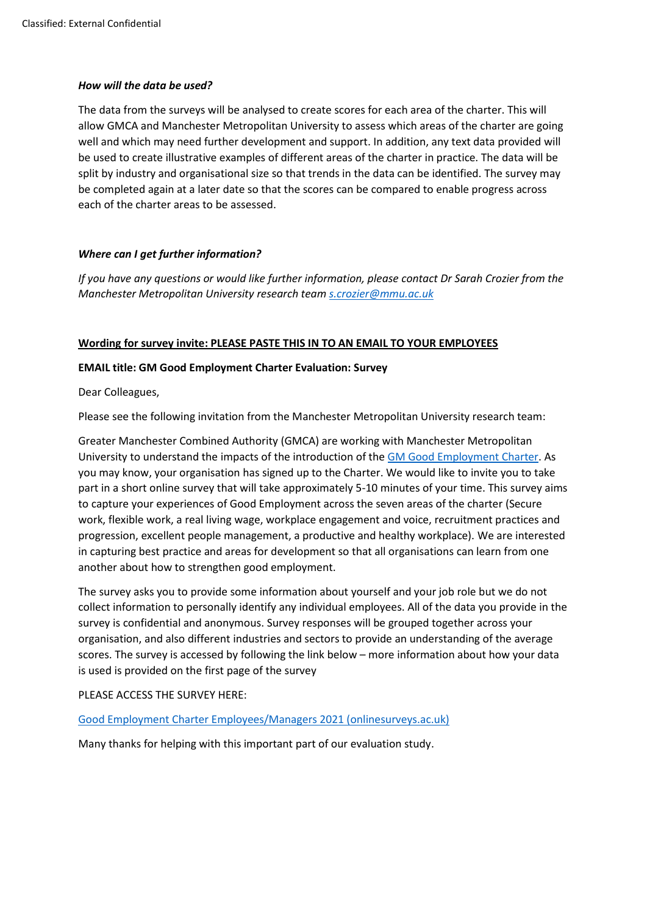### *How will the data be used?*

The data from the surveys will be analysed to create scores for each area of the charter. This will allow GMCA and Manchester Metropolitan University to assess which areas of the charter are going well and which may need further development and support. In addition, any text data provided will be used to create illustrative examples of different areas of the charter in practice. The data will be split by industry and organisational size so that trends in the data can be identified. The survey may be completed again at a later date so that the scores can be compared to enable progress across each of the charter areas to be assessed.

### *Where can I get further information?*

*If you have any questions or would like further information, please contact Dr Sarah Crozier from the Manchester Metropolitan University research team [s.crozier@mmu.ac.uk](mailto:s.crozier@mmu.ac.uk)*

**<u>Wording for survey invite: PLEASE PASTE THIS IN TO AN EMAIL TO YOUR EMPLOYEES</u>**

**EMAIL title: GM Good Employment Charter Evaluation: Survey**

Dear Colleagues,

Please see the following invitation from the Manchester Metropolitan University research team:

Greater Manchester Combined Authority (GMCA) are working with Manchester Metropolitan University to understand the impacts of the introduction of the GM Good Employment Charter. As you may know, your organisation has signed up to the Charter. We would like to invite you to take part in a short online survey that will take approximately 5-10 minutes of your time. This survey aims to capture your experiences of Good Employment across the seven areas of the charter (Secure work, flexible work, a real living wage, workplace engagement and voice, recruitment practices and progression, excellent people management, a productive and healthy workplace). We are interested in capturing best practice and areas for development so that all organisations can learn from one another about how to strengthen good employment.

The survey asks you to provide some information about yourself and your job role but we do not collect information to personally identify any individual employees. All of the data you provide in the survey is confidential and anonymous. Survey responses will be grouped together across your organisation, and also different industries and sectors to provide an understanding of the average scores. The survey is accessed by following the link below – more information about how your data is used is provided on the first page of the survey

PLEASE ACCESS THE SURVEY HERE:

Good Employment Charter Employees/Managers 2021 (onlinesurveys.ac.uk)

Many thanks for helping with this important part of our evaluation study.